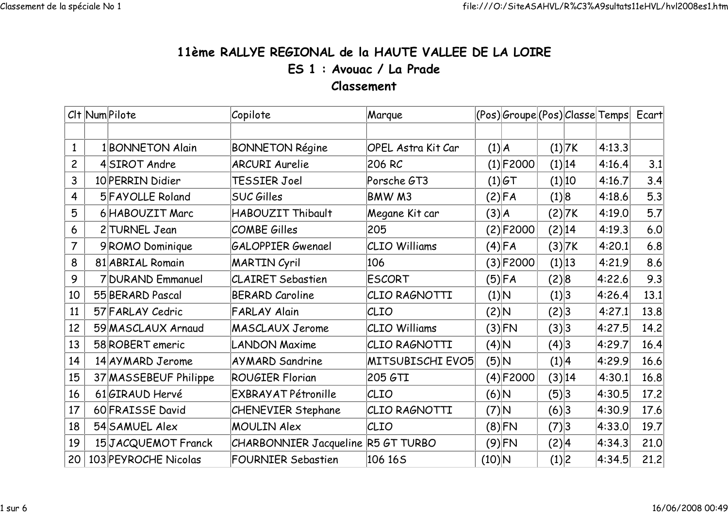# 11ème RALLYE REGIONAL de la HAUTE VALLEE DE LA LOIRE

## ES 1 : Avouac / La Prade

### Classement

| Clt | Num | Pilote | Copilote | Marque | (Pos) | Groupe | (Pos) | Classe | Temps | Ecart |
|---|---|---|---|---|---|---|---|---|---|---|
| | | | | | | | | | | |
| 1 | 1 | BONNETON Alain | BONNETON Régine | OPEL Astra Kit Car | (1) | A | (1) | 7K | 4:13.3 | |
| 2 | 4 | SIROT Andre | ARCURI Aurelie | 206 RC | (1) | F2000 | (1) | 14 | 4:16.4 | 3.1 |
| 3 | 10 | PERRIN Didier | TESSIER Joel | Porsche GT3 | (1) | GT | (1) | 10 | 4:16.7 | 3.4 |
| 4 | 5 | FAYOLLE Roland | SUC Gilles | BMW M3 | (2) | FA | (1) | 8 | 4:18.6 | 5.3 |
| 5 | 6 | HABOUZIT Marc | HABOUZIT Thibault | Megane Kit car | (3) | A | (2) | 7K | 4:19.0 | 5.7 |
| 6 | 2 | TURNEL Jean | COMBE Gilles | 205 | (2) | F2000 | (2) | 14 | 4:19.3 | 6.0 |
| 7 | 9 | ROMO Dominique | GALOPPIER Gwenael | CLIO Williams | (4) | FA | (3) | 7K | 4:20.1 | 6.8 |
| 8 | 81 | ABRIAL Romain | MARTIN Cyril | 106 | (3) | F2000 | (1) | 13 | 4:21.9 | 8.6 |
| 9 | 7 | DURAND Emmanuel | CLAIRET Sebastien | ESCORT | (5) | FA | (2) | 8 | 4:22.6 | 9.3 |
| 10 | 55 | BERARD Pascal | BERARD Caroline | CLIO RAGNOTTI | (1) | N | (1) | 3 | 4:26.4 | 13.1 |
| 11 | 57 | FARLAY Cedric | FARLAY Alain | CLIO | (2) | N | (2) | 3 | 4:27.1 | 13.8 |
| 12 | 59 | MASCLAUX Arnaud | MASCLAUX Jerome | CLIO Williams | (3) | FN | (3) | 3 | 4:27.5 | 14.2 |
| 13 | 58 | ROBERT emeric | LANDON Maxime | CLIO RAGNOTTI | (4) | N | (4) | 3 | 4:29.7 | 16.4 |
| 14 | 14 | AYMARD Jerome | AYMARD Sandrine | MITSUBISCHI EVO5 | (5) | N | (1) | 4 | 4:29.9 | 16.6 |
| 15 | 37 | MASSEBEUF Philippe | ROUGIER Florian | 205 GTI | (4) | F2000 | (3) | 14 | 4:30.1 | 16.8 |
| 16 | 61 | GIRAUD Hervé | EXBRAYAT Pétronille | CLIO | (6) | N | (5) | 3 | 4:30.5 | 17.2 |
| 17 | 60 | FRAISSE David | CHENEVIER Stephane | CLIO RAGNOTTI | (7) | N | (6) | 3 | 4:30.9 | 17.6 |
| 18 | 54 | SAMUEL Alex | MOULIN Alex | CLIO | (8) | FN | (7) | 3 | 4:33.0 | 19.7 |
| 19 | 15 | JACQUEMOT Franck | CHARBONNIER Jacqueline | R5 GT TURBO | (9) | FN | (2) | 4 | 4:34.3 | 21.0 |
| 20 | 103 | PEYROCHE Nicolas | FOURNIER Sebastien | 106 16S | (10) | N | (1) | 2 | 4:34.5 | 21.2 |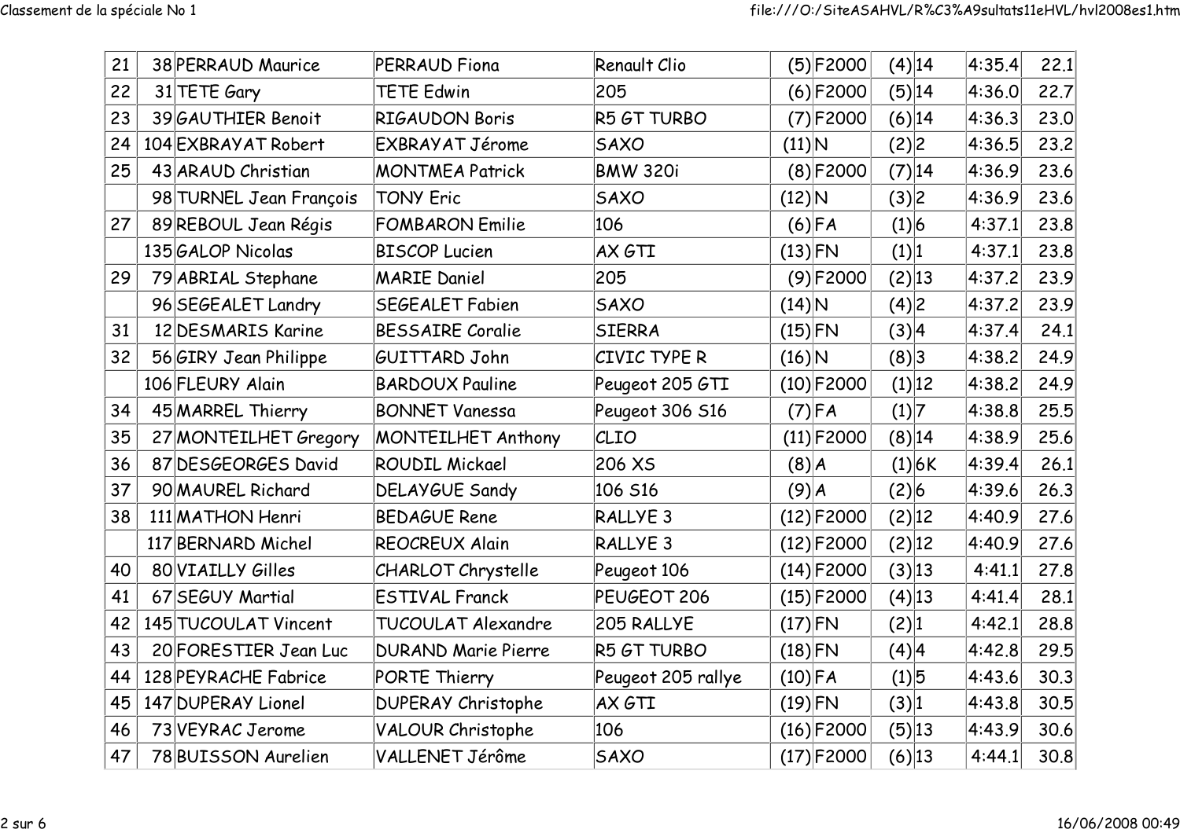| | | | | | | | | | | | |
|---|---|---|---|---|---|---|---|---|---|---|---|
| 21 | 38 | PERRAUD Maurice | PERRAUD Fiona | Renault Clio | (5) | F2000 | (4) | 14 | 4:35.4 | 22.1 |
| 22 | 31 | TETE Gary | TETE Edwin | 205 | (6) | F2000 | (5) | 14 | 4:36.0 | 22.7 |
| 23 | 39 | GAUTHIER Benoit | RIGAUDON Boris | R5 GT TURBO | (7) | F2000 | (6) | 14 | 4:36.3 | 23.0 |
| 24 | 104 | EXBRAYAT Robert | EXBRAYAT Jérome | SAXO | (11) | N | (2) | 2 | 4:36.5 | 23.2 |
| 25 | 43 | ARAUD Christian | MONTMEA Patrick | BMW 320i | (8) | F2000 | (7) | 14 | 4:36.9 | 23.6 |
| | 98 | TURNEL Jean François | TONY Eric | SAXO | (12) | N | (3) | 2 | 4:36.9 | 23.6 |
| 27 | 89 | REBOUL Jean Régis | FOMBARON Emilie | 106 | (6) | FA | (1) | 6 | 4:37.1 | 23.8 |
| | 135 | GALOP Nicolas | BISCOP Lucien | AX GTI | (13) | FN | (1) | 1 | 4:37.1 | 23.8 |
| 29 | 79 | ABRIAL Stephane | MARIE Daniel | 205 | (9) | F2000 | (2) | 13 | 4:37.2 | 23.9 |
| | 96 | SEGEALET Landry | SEGEALET Fabien | SAXO | (14) | N | (4) | 2 | 4:37.2 | 23.9 |
| 31 | 12 | DESMARIS Karine | BESSAIRE Coralie | SIERRA | (15) | FN | (3) | 4 | 4:37.4 | 24.1 |
| 32 | 56 | GIRY Jean Philippe | GUITTARD John | CIVIC TYPE R | (16) | N | (8) | 3 | 4:38.2 | 24.9 |
| | 106 | FLEURY Alain | BARDOUX Pauline | Peugeot 205 GTI | (10) | F2000 | (1) | 12 | 4:38.2 | 24.9 |
| 34 | 45 | MARREL Thierry | BONNET Vanessa | Peugeot 306 S16 | (7) | FA | (1) | 7 | 4:38.8 | 25.5 |
| 35 | 27 | MONTEILHET Gregory | MONTEILHET Anthony | CLIO | (11) | F2000 | (8) | 14 | 4:38.9 | 25.6 |
| 36 | 87 | DESGEORGES David | ROUDIL Mickael | 206 XS | (8) | A | (1) | 6K | 4:39.4 | 26.1 |
| 37 | 90 | MAUREL Richard | DELAYGUE Sandy | 106 S16 | (9) | A | (2) | 6 | 4:39.6 | 26.3 |
| 38 | 111 | MATHON Henri | BEDAGUE Rene | RALLYE 3 | (12) | F2000 | (2) | 12 | 4:40.9 | 27.6 |
| | 117 | BERNARD Michel | REOCREUX Alain | RALLYE 3 | (12) | F2000 | (2) | 12 | 4:40.9 | 27.6 |
| 40 | 80 | VIAILLY Gilles | CHARLOT Chrystelle | Peugeot 106 | (14) | F2000 | (3) | 13 | 4:41.1 | 27.8 |
| 41 | 67 | SEGUY Martial | ESTIVAL Franck | PEUGEOT 206 | (15) | F2000 | (4) | 13 | 4:41.4 | 28.1 |
| 42 | 145 | TUCOULAT Vincent | TUCOULAT Alexandre | 205 RALLYE | (17) | FN | (2) | 1 | 4:42.1 | 28.8 |
| 43 | 20 | FORESTIER Jean Luc | DURAND Marie Pierre | R5 GT TURBO | (18) | FN | (4) | 4 | 4:42.8 | 29.5 |
| 44 | 128 | PEYRACHE Fabrice | PORTE Thierry | Peugeot 205 rallye | (10) | FA | (1) | 5 | 4:43.6 | 30.3 |
| 45 | 147 | DUPERAY Lionel | DUPERAY Christophe | AX GTI | (19) | FN | (3) | 1 | 4:43.8 | 30.5 |
| 46 | 73 | VEYRAC Jerome | VALOUR Christophe | 106 | (16) | F2000 | (5) | 13 | 4:43.9 | 30.6 |
| 47 | 78 | BUISSON Aurelien | VALLENET Jérôme | SAXO | (17) | F2000 | (6) | 13 | 4:44.1 | 30.8 |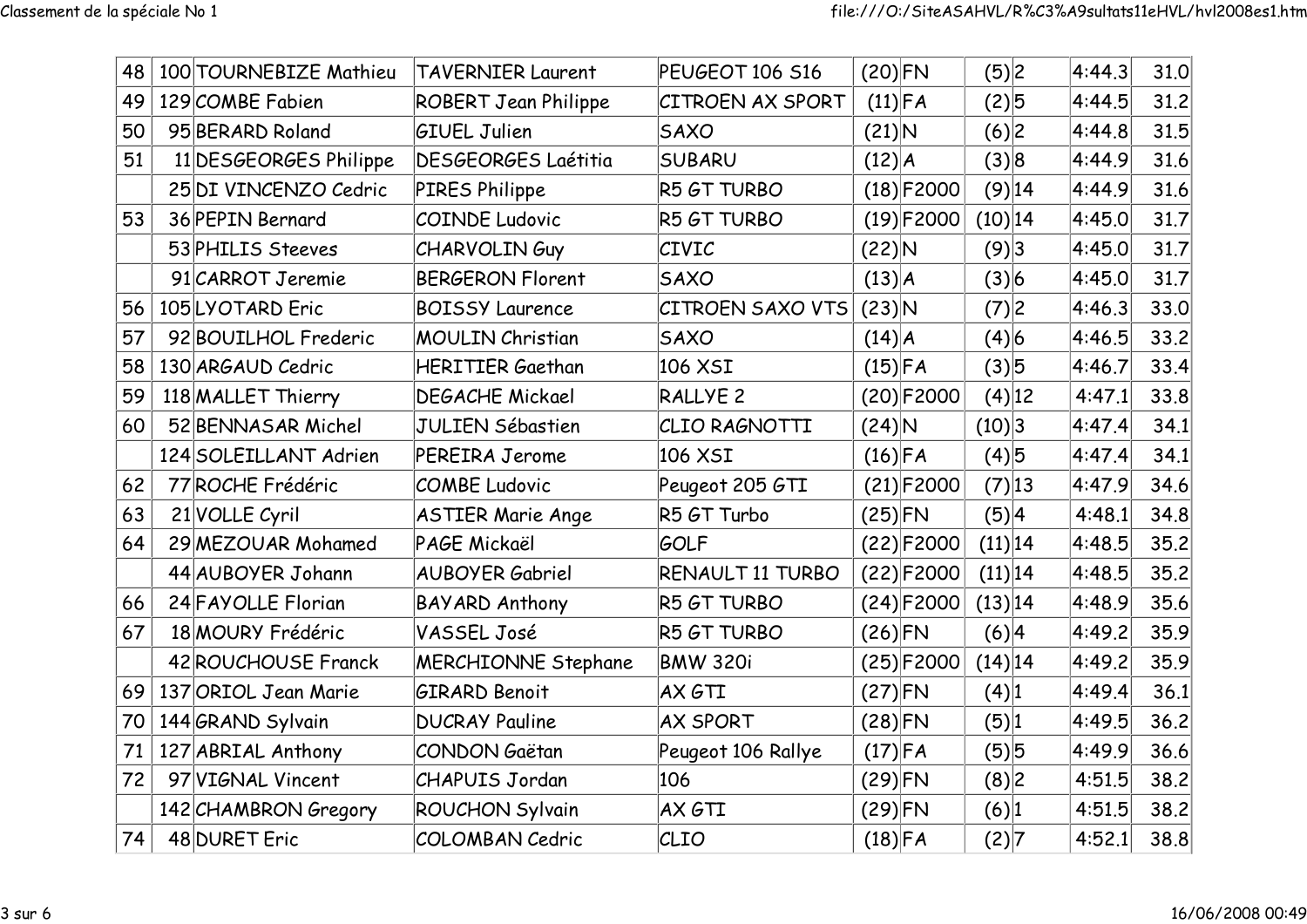| | | | | | | | | | | | | |
|---|---|---|---|---|---|---|---|---|---|---|---|---|
| 48 | 100 | TOURNEBIZE Mathieu | TAVERNIER Laurent | PEUGEOT 106 S16 | (20) | FN | (5) | 2 | | 4:44.3 | 31.0 |
| 49 | 129 | COMBE Fabien | ROBERT Jean Philippe | CITROEN AX SPORT | (11) | FA | (2) | 5 | | 4:44.5 | 31.2 |
| 50 | 95 | BERARD Roland | GIUEL Julien | SAXO | (21) | N | (6) | 2 | | 4:44.8 | 31.5 |
| 51 | 11 | DESGEORGES Philippe | DESGEORGES Laétitia | SUBARU | (12) | A | (3) | 8 | | 4:44.9 | 31.6 |
| | 25 | DI VINCENZO Cedric | PIRES Philippe | R5 GT TURBO | (18) | F2000 | (9) | 14 | | 4:44.9 | 31.6 |
| 53 | 36 | PEPIN Bernard | COINDE Ludovic | R5 GT TURBO | (19) | F2000 | (10) | 14 | | 4:45.0 | 31.7 |
| | 53 | PHILIS Steeves | CHARVOLIN Guy | CIVIC | (22) | N | (9) | 3 | | 4:45.0 | 31.7 |
| | 91 | CARROT Jeremie | BERGERON Florent | SAXO | (13) | A | (3) | 6 | | 4:45.0 | 31.7 |
| 56 | 105 | LYOTARD Eric | BOISSY Laurence | CITROEN SAXO VTS | (23) | N | (7) | 2 | | 4:46.3 | 33.0 |
| 57 | 92 | BOUILHOL Frederic | MOULIN Christian | SAXO | (14) | A | (4) | 6 | | 4:46.5 | 33.2 |
| 58 | 130 | ARGAUD Cedric | HERITIER Gaethan | 106 XSI | (15) | FA | (3) | 5 | | 4:46.7 | 33.4 |
| 59 | 118 | MALLET Thierry | DEGACHE Mickael | RALLYE 2 | (20) | F2000 | (4) | 12 | | 4:47.1 | 33.8 |
| 60 | 52 | BENNASAR Michel | JULIEN Sébastien | CLIO RAGNOTTI | (24) | N | (10) | 3 | | 4:47.4 | 34.1 |
| | 124 | SOLEILLANT Adrien | PEREIRA Jerome | 106 XSI | (16) | FA | (4) | 5 | | 4:47.4 | 34.1 |
| 62 | 77 | ROCHE Frédéric | COMBE Ludovic | Peugeot 205 GTI | (21) | F2000 | (7) | 13 | | 4:47.9 | 34.6 |
| 63 | 21 | VOLLE Cyril | ASTIER Marie Ange | R5 GT Turbo | (25) | FN | (5) | 4 | | 4:48.1 | 34.8 |
| 64 | 29 | MEZOUAR Mohamed | PAGE Mickaël | GOLF | (22) | F2000 | (11) | 14 | | 4:48.5 | 35.2 |
| | 44 | AUBOYER Johann | AUBOYER Gabriel | RENAULT 11 TURBO | (22) | F2000 | (11) | 14 | | 4:48.5 | 35.2 |
| 66 | 24 | FAYOLLE Florian | BAYARD Anthony | R5 GT TURBO | (24) | F2000 | (13) | 14 | | 4:48.9 | 35.6 |
| 67 | 18 | MOURY Frédéric | VASSEL José | R5 GT TURBO | (26) | FN | (6) | 4 | | 4:49.2 | 35.9 |
| | 42 | ROUCHOUSE Franck | MERCHIONNE Stephane | BMW 320i | (25) | F2000 | (14) | 14 | | 4:49.2 | 35.9 |
| 69 | 137 | ORIOL Jean Marie | GIRARD Benoit | AX GTI | (27) | FN | (4) | 1 | | 4:49.4 | 36.1 |
| 70 | 144 | GRAND Sylvain | DUCRAY Pauline | AX SPORT | (28) | FN | (5) | 1 | | 4:49.5 | 36.2 |
| 71 | 127 | ABRIAL Anthony | CONDON Gaëtan | Peugeot 106 Rallye | (17) | FA | (5) | 5 | | 4:49.9 | 36.6 |
| 72 | 97 | VIGNAL Vincent | CHAPUIS Jordan | 106 | (29) | FN | (8) | 2 | | 4:51.5 | 38.2 |
| | 142 | CHAMBRON Gregory | ROUCHON Sylvain | AX GTI | (29) | FN | (6) | 1 | | 4:51.5 | 38.2 |
| 74 | 48 | DURET Eric | COLOMBAN Cedric | CLIO | (18) | FA | (2) | 7 | | 4:52.1 | 38.8 |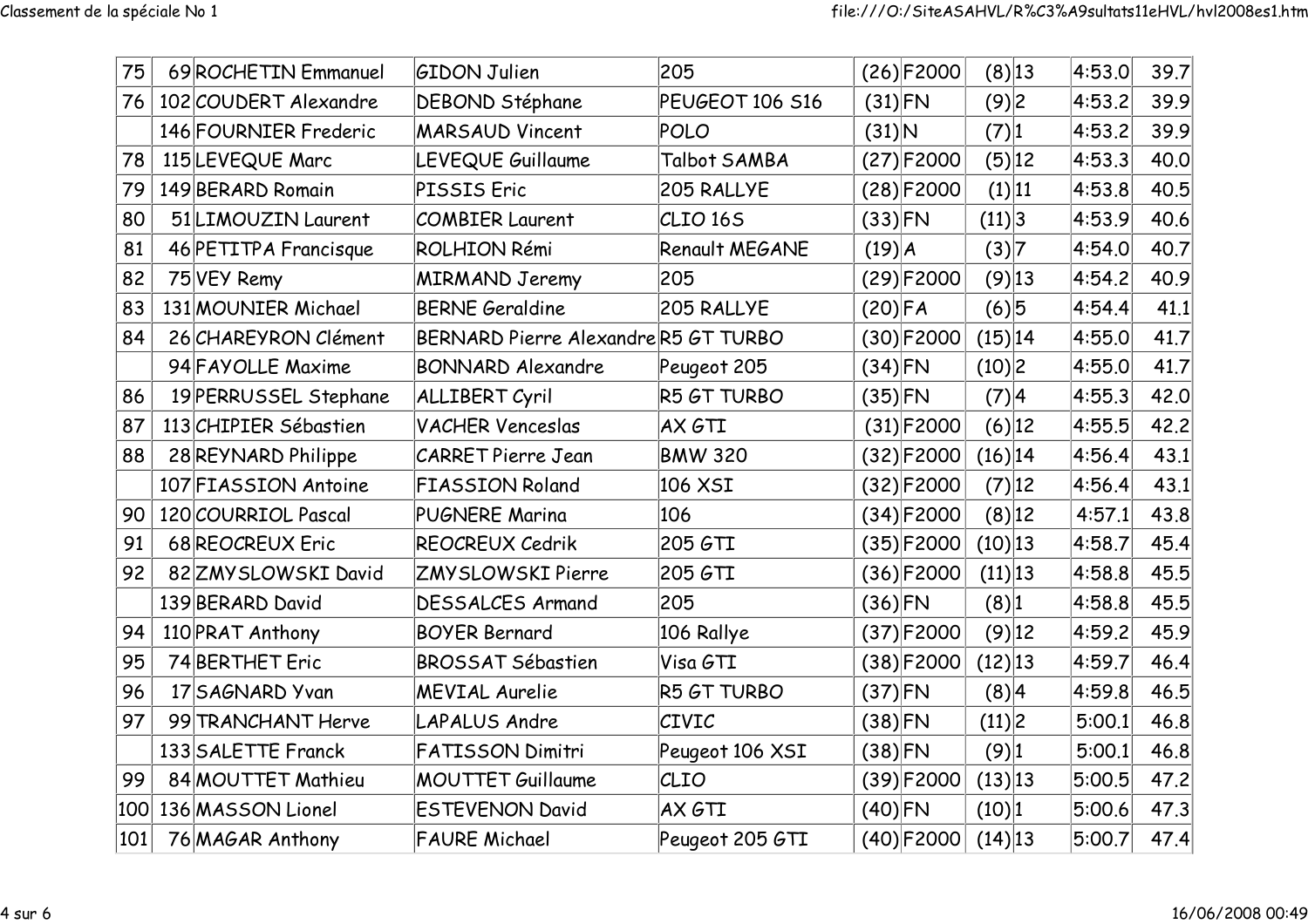| | | | | | | | | | | |
|---|---|---|---|---|---|---|---|---|---|---|
| 75 | 69 | ROCHETIN Emmanuel | GIDON Julien | 205 | (26) | F2000 | (8) | 13 | 4:53.0 | 39.7 |
| 76 | 102 | COUDERT Alexandre | DEBOND Stéphane | PEUGEOT 106 S16 | (31) | FN | (9) | 2 | 4:53.2 | 39.9 |
| | 146 | FOURNIER Frederic | MARSAUD Vincent | POLO | (31) | N | (7) | 1 | 4:53.2 | 39.9 |
| 78 | 115 | LEVEQUE Marc | LEVEQUE Guillaume | Talbot SAMBA | (27) | F2000 | (5) | 12 | 4:53.3 | 40.0 |
| 79 | 149 | BERARD Romain | PISSIS Eric | 205 RALLYE | (28) | F2000 | (1) | 11 | 4:53.8 | 40.5 |
| 80 | 51 | LIMOUZIN Laurent | COMBIER Laurent | CLIO 16S | (33) | FN | (11) | 3 | 4:53.9 | 40.6 |
| 81 | 46 | PETITPA Francisque | ROLHION Rémi | Renault MEGANE | (19) | A | (3) | 7 | 4:54.0 | 40.7 |
| 82 | 75 | VEY Remy | MIRMAND Jeremy | 205 | (29) | F2000 | (9) | 13 | 4:54.2 | 40.9 |
| 83 | 131 | MOUNIER Michael | BERNE Geraldine | 205 RALLYE | (20) | FA | (6) | 5 | 4:54.4 | 41.1 |
| 84 | 26 | CHAREYRON Clément | BERNARD Pierre Alexandre | R5 GT TURBO | (30) | F2000 | (15) | 14 | 4:55.0 | 41.7 |
| | 94 | FAYOLLE Maxime | BONNARD Alexandre | Peugeot 205 | (34) | FN | (10) | 2 | 4:55.0 | 41.7 |
| 86 | 19 | PERRUSSEL Stephane | ALLIBERT Cyril | R5 GT TURBO | (35) | FN | (7) | 4 | 4:55.3 | 42.0 |
| 87 | 113 | CHIPIER Sébastien | VACHER Venceslas | AX GTI | (31) | F2000 | (6) | 12 | 4:55.5 | 42.2 |
| 88 | 28 | REYNARD Philippe | CARRET Pierre Jean | BMW 320 | (32) | F2000 | (16) | 14 | 4:56.4 | 43.1 |
| | 107 | FIASSION Antoine | FIASSION Roland | 106 XSI | (32) | F2000 | (7) | 12 | 4:56.4 | 43.1 |
| 90 | 120 | COURRIOL Pascal | PUGNERE Marina | 106 | (34) | F2000 | (8) | 12 | 4:57.1 | 43.8 |
| 91 | 68 | REOCREUX Eric | REOCREUX Cedrik | 205 GTI | (35) | F2000 | (10) | 13 | 4:58.7 | 45.4 |
| 92 | 82 | ZMYSLOWSKI David | ZMYSLOWSKI Pierre | 205 GTI | (36) | F2000 | (11) | 13 | 4:58.8 | 45.5 |
| | 139 | BERARD David | DESSALCES Armand | 205 | (36) | FN | (8) | 1 | 4:58.8 | 45.5 |
| 94 | 110 | PRAT Anthony | BOYER Bernard | 106 Rallye | (37) | F2000 | (9) | 12 | 4:59.2 | 45.9 |
| 95 | 74 | BERTHET Eric | BROSSAT Sébastien | Visa GTI | (38) | F2000 | (12) | 13 | 4:59.7 | 46.4 |
| 96 | 17 | SAGNARD Yvan | MEVIAL Aurelie | R5 GT TURBO | (37) | FN | (8) | 4 | 4:59.8 | 46.5 |
| 97 | 99 | TRANCHANT Herve | LAPALUS Andre | CIVIC | (38) | FN | (11) | 2 | 5:00.1 | 46.8 |
| | 133 | SALETTE Franck | FATISSON Dimitri | Peugeot 106 XSI | (38) | FN | (9) | 1 | 5:00.1 | 46.8 |
| 99 | 84 | MOUTTET Mathieu | MOUTTET Guillaume | CLIO | (39) | F2000 | (13) | 13 | 5:00.5 | 47.2 |
| 100 | 136 | MASSON Lionel | ESTEVENON David | AX GTI | (40) | FN | (10) | 1 | 5:00.6 | 47.3 |
| 101 | 76 | MAGAR Anthony | FAURE Michael | Peugeot 205 GTI | (40) | F2000 | (14) | 13 | 5:00.7 | 47.4 |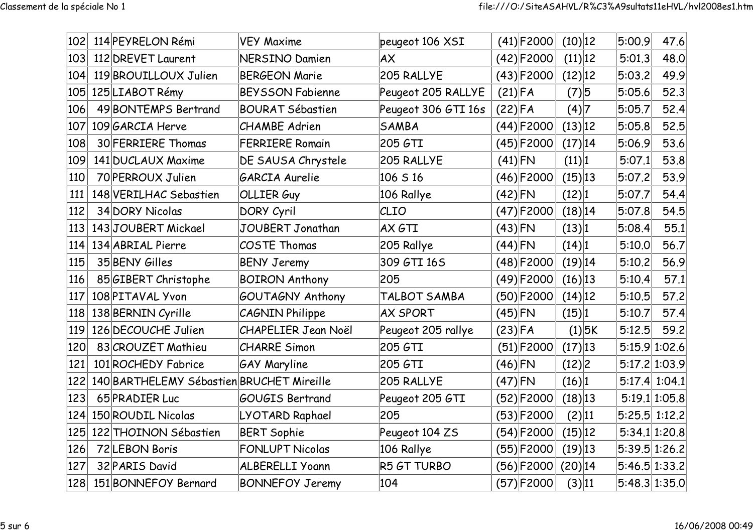| | | | | | | | | | | |
|---|---|---|---|---|---|---|---|---|---|---|
| 102 | 114 | PEYRELON Rémi | VEY Maxime | peugeot 106 XSI | (41) | F2000 | (10) | 12 | 5:00.9 | 47.6 |
| 103 | 112 | DREVET Laurent | NERSINO Damien | AX | (42) | F2000 | (11) | 12 | 5:01.3 | 48.0 |
| 104 | 119 | BROUILLOUX Julien | BERGEON Marie | 205 RALLYE | (43) | F2000 | (12) | 12 | 5:03.2 | 49.9 |
| 105 | 125 | LIABOT Rémy | BEYSSON Fabienne | Peugeot 205 RALLYE | (21) | FA | (7) | 5 | 5:05.6 | 52.3 |
| 106 | 49 | BONTEMPS Bertrand | BOURAT Sébastien | Peugeot 306 GTI 16s | (22) | FA | (4) | 7 | 5:05.7 | 52.4 |
| 107 | 109 | GARCIA Herve | CHAMBE Adrien | SAMBA | (44) | F2000 | (13) | 12 | 5:05.8 | 52.5 |
| 108 | 30 | FERRIERE Thomas | FERRIERE Romain | 205 GTI | (45) | F2000 | (17) | 14 | 5:06.9 | 53.6 |
| 109 | 141 | DUCLAUX Maxime | DE SAUSA Chrystele | 205 RALLYE | (41) | FN | (11) | 1 | 5:07.1 | 53.8 |
| 110 | 70 | PERROUX Julien | GARCIA Aurelie | 106 S 16 | (46) | F2000 | (15) | 13 | 5:07.2 | 53.9 |
| 111 | 148 | VERILHAC Sebastien | OLLIER Guy | 106 Rallye | (42) | FN | (12) | 1 | 5:07.7 | 54.4 |
| 112 | 34 | DORY Nicolas | DORY Cyril | CLIO | (47) | F2000 | (18) | 14 | 5:07.8 | 54.5 |
| 113 | 143 | JOUBERT Mickael | JOUBERT Jonathan | AX GTI | (43) | FN | (13) | 1 | 5:08.4 | 55.1 |
| 114 | 134 | ABRIAL Pierre | COSTE Thomas | 205 Rallye | (44) | FN | (14) | 1 | 5:10.0 | 56.7 |
| 115 | 35 | BENY Gilles | BENY Jeremy | 309 GTI 16S | (48) | F2000 | (19) | 14 | 5:10.2 | 56.9 |
| 116 | 85 | GIBERT Christophe | BOIRON Anthony | 205 | (49) | F2000 | (16) | 13 | 5:10.4 | 57.1 |
| 117 | 108 | PITAVAL Yvon | GOUTAGNY Anthony | TALBOT SAMBA | (50) | F2000 | (14) | 12 | 5:10.5 | 57.2 |
| 118 | 138 | BERNIN Cyrille | CAGNIN Philippe | AX SPORT | (45) | FN | (15) | 1 | 5:10.7 | 57.4 |
| 119 | 126 | DECOUCHE Julien | CHAPELIER Jean Noël | Peugeot 205 rallye | (23) | FA | (1) | 5K | 5:12.5 | 59.2 |
| 120 | 83 | CROUZET Mathieu | CHARRE Simon | 205 GTI | (51) | F2000 | (17) | 13 | 5:15.9 | 1:02.6 |
| 121 | 101 | ROCHEDY Fabrice | GAY Maryline | 205 GTI | (46) | FN | (12) | 2 | 5:17.2 | 1:03.9 |
| 122 | 140 | BARTHELEMY Sébastien | BRUCHET Mireille | 205 RALLYE | (47) | FN | (16) | 1 | 5:17.4 | 1:04.1 |
| 123 | 65 | PRADIER Luc | GOUGIS Bertrand | Peugeot 205 GTI | (52) | F2000 | (18) | 13 | 5:19.1 | 1:05.8 |
| 124 | 150 | ROUDIL Nicolas | LYOTARD Raphael | 205 | (53) | F2000 | (2) | 11 | 5:25.5 | 1:12.2 |
| 125 | 122 | THOINON Sébastien | BERT Sophie | Peugeot 104 ZS | (54) | F2000 | (15) | 12 | 5:34.1 | 1:20.8 |
| 126 | 72 | LEBON Boris | FONLUPT Nicolas | 106 Rallye | (55) | F2000 | (19) | 13 | 5:39.5 | 1:26.2 |
| 127 | 32 | PARIS David | ALBERELLI Yoann | R5 GT TURBO | (56) | F2000 | (20) | 14 | 5:46.5 | 1:33.2 |
| 128 | 151 | BONNEFOY Bernard | BONNEFOY Jeremy | 104 | (57) | F2000 | (3) | 11 | 5:48.3 | 1:35.0 |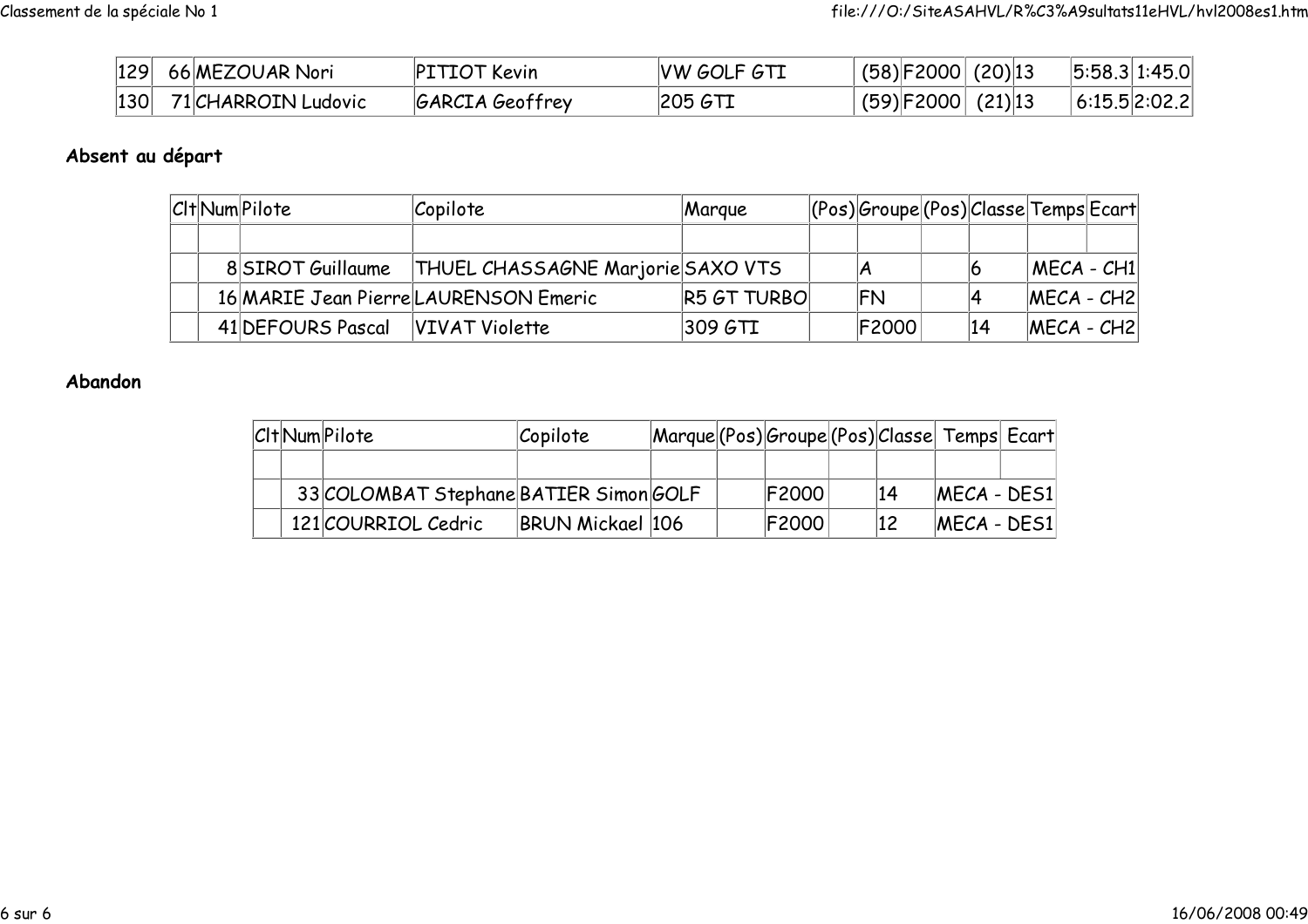| | | | | | | | | | | |
|---|---|---|---|---|---|---|---|---|---|---|
| 129 | 66 | MEZOUAR Nori | PITIOT Kevin | VW GOLF GTI | (58) | F2000 | (20) | 13 | 5:58.3 | 1:45.0 |
| 130 | 71 | CHARROIN Ludovic | GARCIA Geoffrey | 205 GTI | (59) | F2000 | (21) | 13 | 6:15.5 | 2:02.2 |

**Absent au départ**

| Clt | Num | Pilote | Copilote | Marque | (Pos) | Groupe | (Pos) | Classe | Temps | Ecart |
|---|---|---|---|---|---|---|---|---|---|---|
| | | | | | | | | | | |
| | 8 | SIROT Guillaume | THUEL CHASSAGNE Marjorie | SAXO VTS | | A | | 6 | MECA - CH1 | |
| | 16 | MARIE Jean Pierre | LAURENSON Emeric | R5 GT TURBO | | FN | | 4 | MECA - CH2 | |
| | 41 | DEFOURS Pascal | VIVAT Violette | 309 GTI | | F2000 | | 14 | MECA - CH2 | |

**Abandon**

| Clt | Num | Pilote | Copilote | Marque | (Pos) | Groupe | (Pos) | Classe | Temps | Ecart |
|---|---|---|---|---|---|---|---|---|---|---|
| | | | | | | | | | | |
| | 33 | COLOMBAT Stephane | BATIER Simon | GOLF | | F2000 | | 14 | MECA - DES1 | |
| | 121 | COURRIOL Cedric | BRUN Mickael | 106 | | F2000 | | 12 | MECA - DES1 | |